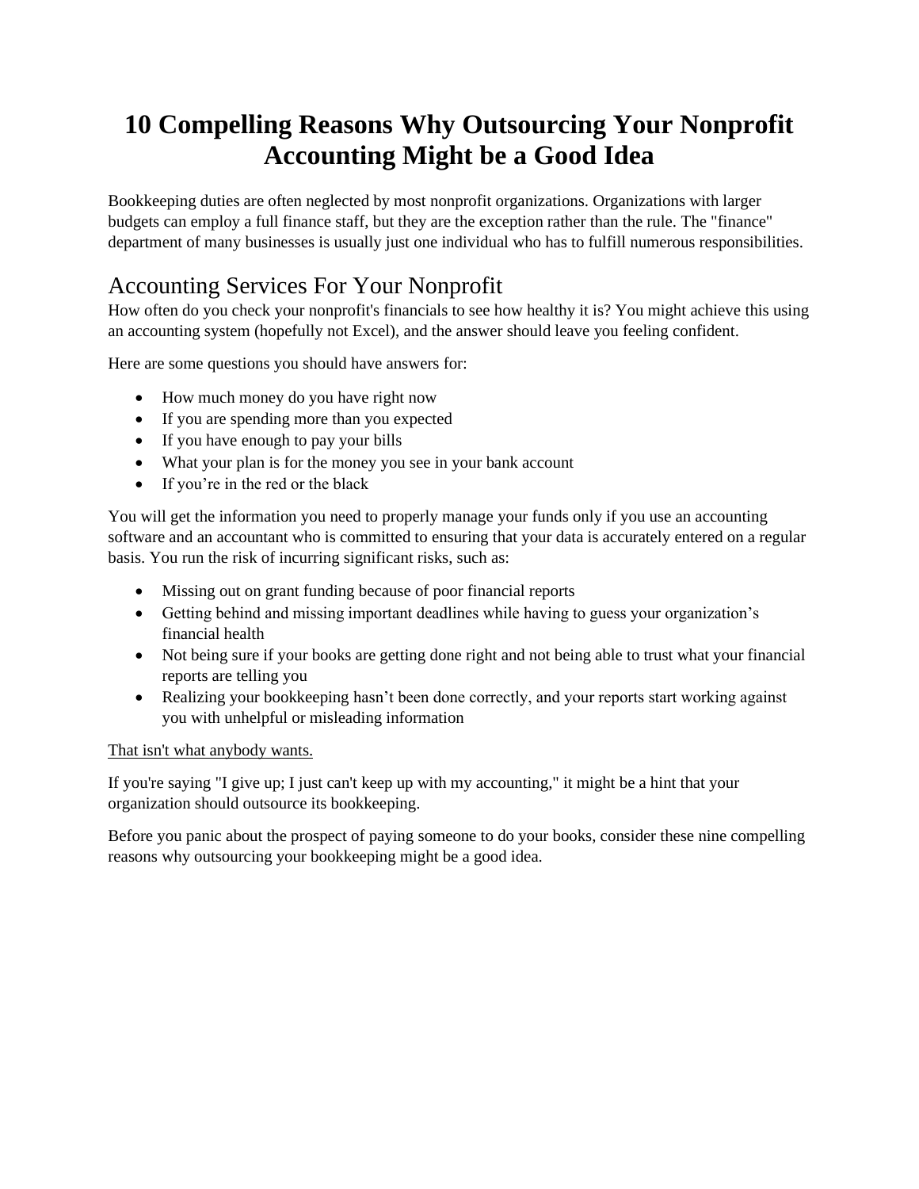# 10 Compelling Reasons Why Outsourcing Your Nonprofit Accounting Might be a Good Idea

Bookkeeping duties are often neglected by most nonprofit organizations. Organizations with larger budgets can employ a full finance staff, but they are the exception rather than the rule. The "finance" department of many businesses is usually just one individual who has to fulfill numerous responsibilities.

## Accounting Services For Your Nonprofit

How often do you check your nonprofit's financials to see how healthy it is? You might achieve this using an accounting system (hopefully not Excel), and the answer should leave you feeling confident.

Here are some questions you should have answers for:

- How much money do you have right now
- If you are spending more than you expected
- If you have enough to pay your bills
- What your plan is for the money you see in your bank account
- If you're in the red or the black

You will get the information you need to properly manage your funds only if you use an accounting software and an accountant who is committed to ensuring that your data is accurately entered on a regular basis. You run the risk of incurring significant risks, such as:

- Missing out on grant funding because of poor financial reports
- Getting behind and missing important deadlines while having to guess your organization's financial health
- Not being sure if your books are getting done right and not being able to trust what your financial reports are telling you
- Realizing your bookkeeping hasn't been done correctly, and your reports start working against you with unhelpful or misleading information

<u>That isn't what anybody wants.</u>

If you're saying "I give up; I just can't keep up with my accounting," it might be a hint that your organization should outsource its bookkeeping.

Before you panic about the prospect of paying someone to do your books, consider these nine compelling reasons why outsourcing your bookkeeping might be a good idea.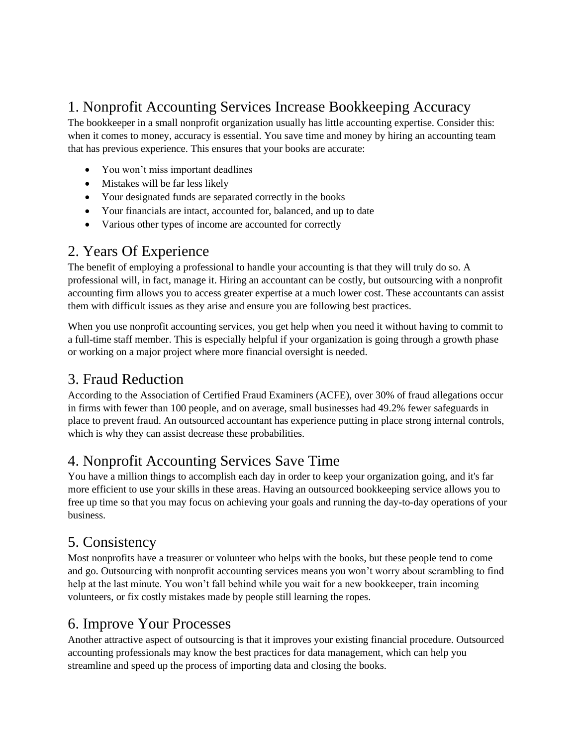## 1. Nonprofit Accounting Services Increase Bookkeeping Accuracy

The bookkeeper in a small nonprofit organization usually has little accounting expertise. Consider this: when it comes to money, accuracy is essential. You save time and money by hiring an accounting team that has previous experience. This ensures that your books are accurate:

- You won't miss important deadlines
- Mistakes will be far less likely
- Your designated funds are separated correctly in the books
- Your financials are intact, accounted for, balanced, and up to date
- Various other types of income are accounted for correctly

## 2. Years Of Experience

The benefit of employing a professional to handle your accounting is that they will truly do so. A professional will, in fact, manage it. Hiring an accountant can be costly, but outsourcing with a nonprofit accounting firm allows you to access greater expertise at a much lower cost. These accountants can assist them with difficult issues as they arise and ensure you are following best practices.

When you use nonprofit accounting services, you get help when you need it without having to commit to a full-time staff member. This is especially helpful if your organization is going through a growth phase or working on a major project where more financial oversight is needed.

## 3. Fraud Reduction

According to the Association of Certified Fraud Examiners (ACFE), over 30% of fraud allegations occur in firms with fewer than 100 people, and on average, small businesses had 49.2% fewer safeguards in place to prevent fraud. An outsourced accountant has experience putting in place strong internal controls, which is why they can assist decrease these probabilities.

## 4. Nonprofit Accounting Services Save Time

You have a million things to accomplish each day in order to keep your organization going, and it's far more efficient to use your skills in these areas. Having an outsourced bookkeeping service allows you to free up time so that you may focus on achieving your goals and running the day-to-day operations of your business.

## 5. Consistency

Most nonprofits have a treasurer or volunteer who helps with the books, but these people tend to come and go. Outsourcing with nonprofit accounting services means you won't worry about scrambling to find help at the last minute. You won't fall behind while you wait for a new bookkeeper, train incoming volunteers, or fix costly mistakes made by people still learning the ropes.

## 6. Improve Your Processes

Another attractive aspect of outsourcing is that it improves your existing financial procedure. Outsourced accounting professionals may know the best practices for data management, which can help you streamline and speed up the process of importing data and closing the books.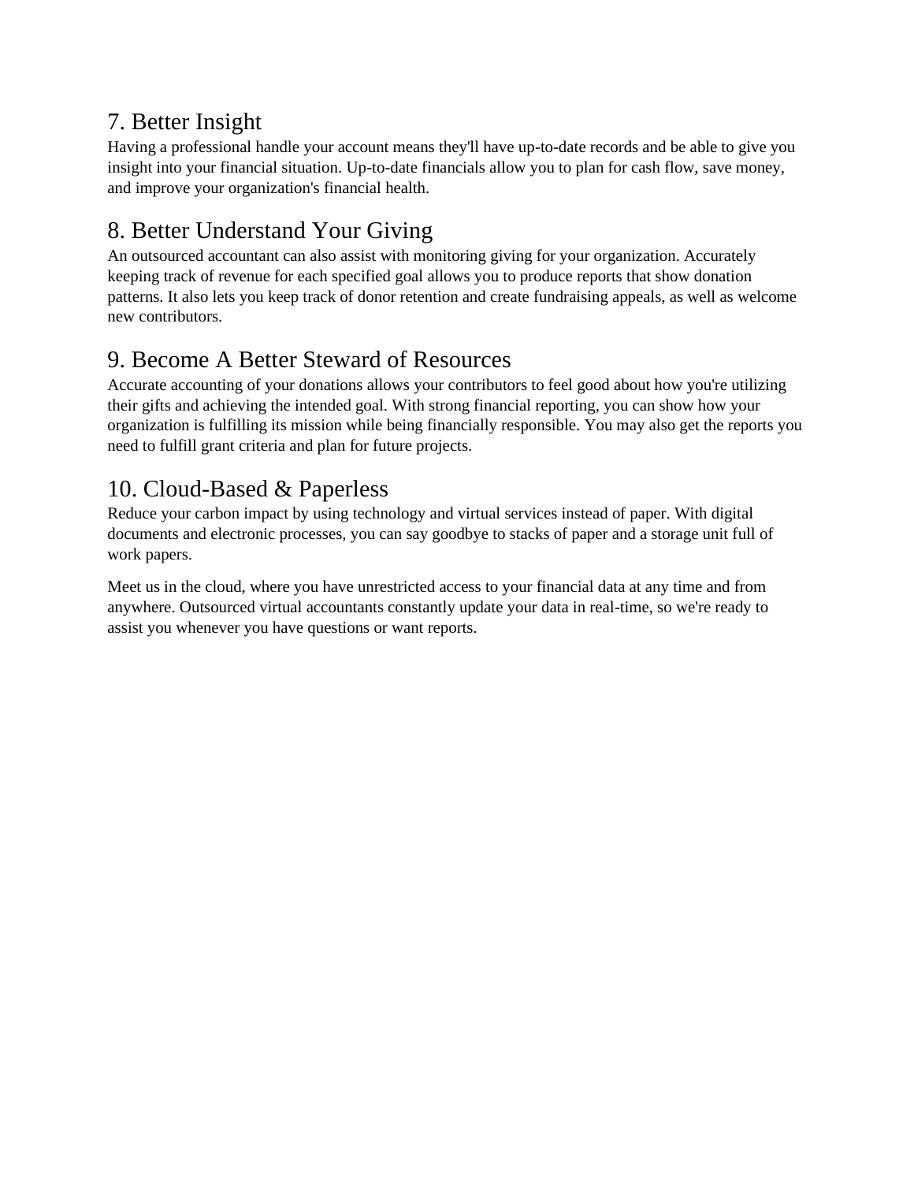## 7. Better Insight

Having a professional handle your account means they'll have up-to-date records and be able to give you insight into your financial situation. Up-to-date financials allow you to plan for cash flow, save money, and improve your organization's financial health.

## 8. Better Understand Your Giving

An outsourced accountant can also assist with monitoring giving for your organization. Accurately keeping track of revenue for each specified goal allows you to produce reports that show donation patterns. It also lets you keep track of donor retention and create fundraising appeals, as well as welcome new contributors.

## 9. Become A Better Steward of Resources

Accurate accounting of your donations allows your contributors to feel good about how you're utilizing their gifts and achieving the intended goal. With strong financial reporting, you can show how your organization is fulfilling its mission while being financially responsible. You may also get the reports you need to fulfill grant criteria and plan for future projects.

## 10. Cloud-Based & Paperless

Reduce your carbon impact by using technology and virtual services instead of paper. With digital documents and electronic processes, you can say goodbye to stacks of paper and a storage unit full of work papers.

Meet us in the cloud, where you have unrestricted access to your financial data at any time and from anywhere. Outsourced virtual accountants constantly update your data in real-time, so we're ready to assist you whenever you have questions or want reports.